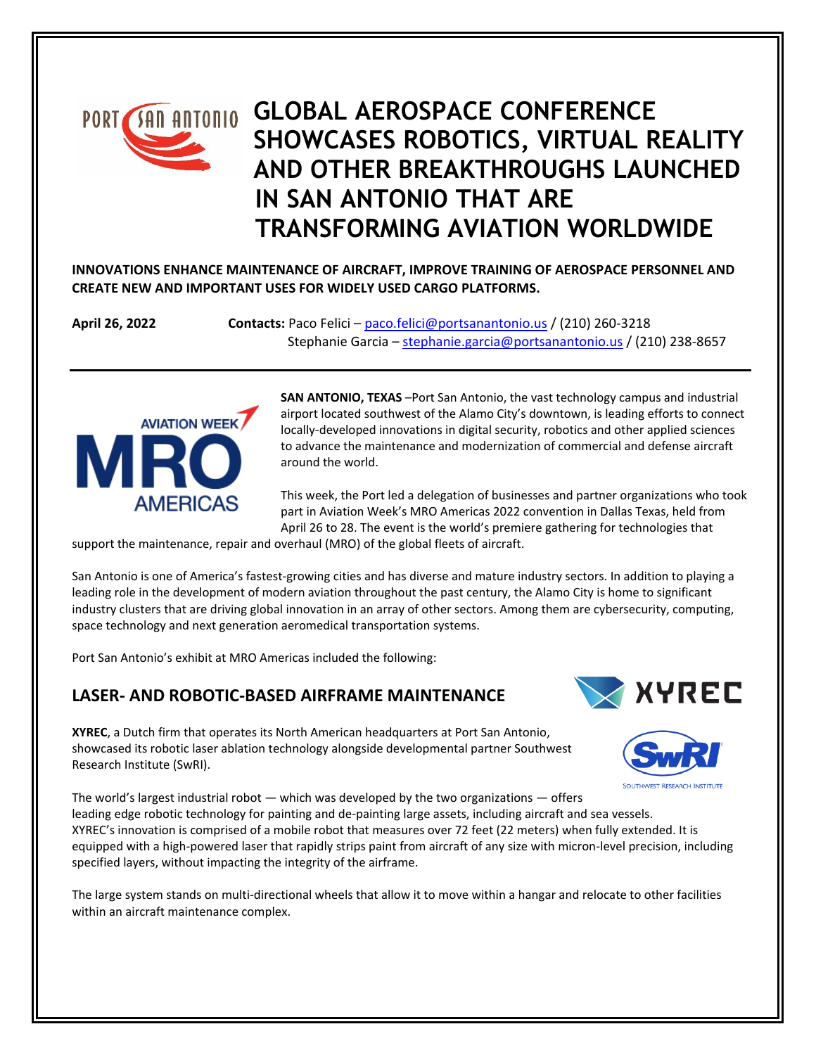# GLOBAL AEROSPACE CONFERENCE SHOWCASES ROBOTICS, VIRTUAL REALITY AND OTHER BREAKTHROUGHS LAUNCHED IN SAN ANTONIO THAT ARE TRANSFORMING AVIATION WORLDWIDE

**INNOVATIONS ENHANCE MAINTENANCE OF AIRCRAFT, IMPROVE TRAINING OF AEROSPACE PERSONNEL AND CREATE NEW AND IMPORTANT USES FOR WIDELY USED CARGO PLATFORMS.**

**April 26, 2022** **Contacts:** Paco Felici – paco.felici@portsanantonio.us / (210) 260-3218
Stephanie Garcia – stephanie.garcia@portsanantonio.us / (210) 238-8657

---

**SAN ANTONIO, TEXAS** –Port San Antonio, the vast technology campus and industrial airport located southwest of the Alamo City's downtown, is leading efforts to connect locally-developed innovations in digital security, robotics and other applied sciences to advance the maintenance and modernization of commercial and defense aircraft around the world.

This week, the Port led a delegation of businesses and partner organizations who took part in Aviation Week's MRO Americas 2022 convention in Dallas Texas, held from April 26 to 28. The event is the world's premiere gathering for technologies that support the maintenance, repair and overhaul (MRO) of the global fleets of aircraft.

San Antonio is one of America's fastest-growing cities and has diverse and mature industry sectors. In addition to playing a leading role in the development of modern aviation throughout the past century, the Alamo City is home to significant industry clusters that are driving global innovation in an array of other sectors. Among them are cybersecurity, computing, space technology and next generation aeromedical transportation systems.

Port San Antonio's exhibit at MRO Americas included the following:

## LASER- AND ROBOTIC-BASED AIRFRAME MAINTENANCE

**XYREC**, a Dutch firm that operates its North American headquarters at Port San Antonio, showcased its robotic laser ablation technology alongside developmental partner Southwest Research Institute (SwRI).

The world's largest industrial robot — which was developed by the two organizations — offers leading edge robotic technology for painting and de-painting large assets, including aircraft and sea vessels. XYREC's innovation is comprised of a mobile robot that measures over 72 feet (22 meters) when fully extended. It is equipped with a high-powered laser that rapidly strips paint from aircraft of any size with micron-level precision, including specified layers, without impacting the integrity of the airframe.

The large system stands on multi-directional wheels that allow it to move within a hangar and relocate to other facilities within an aircraft maintenance complex.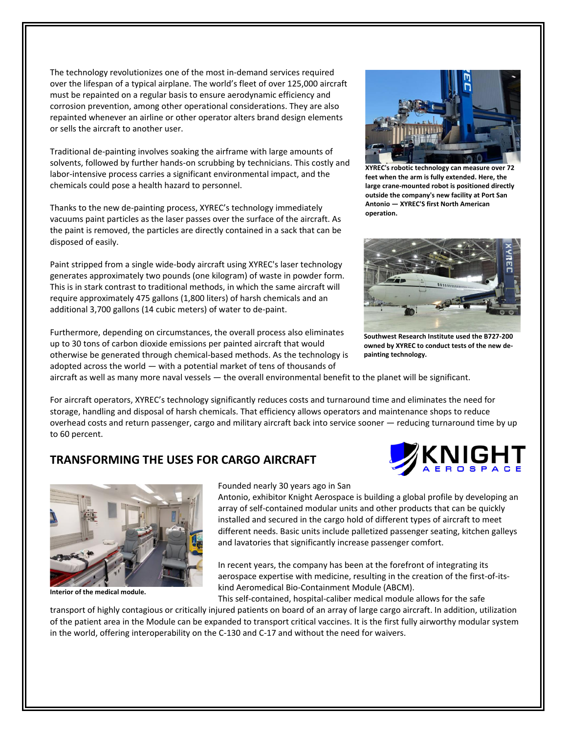The technology revolutionizes one of the most in-demand services required over the lifespan of a typical airplane. The world's fleet of over 125,000 aircraft must be repainted on a regular basis to ensure aerodynamic efficiency and corrosion prevention, among other operational considerations. They are also repainted whenever an airline or other operator alters brand design elements or sells the aircraft to another user.

**XYREC's robotic technology can measure over 72 feet when the arm is fully extended. Here, the large crane-mounted robot is positioned directly outside the company's new facility at Port San Antonio — XYREC'S first North American operation.**

Traditional de-painting involves soaking the airframe with large amounts of solvents, followed by further hands-on scrubbing by technicians. This costly and labor-intensive process carries a significant environmental impact, and the chemicals could pose a health hazard to personnel.

Thanks to the new de-painting process, XYREC's technology immediately vacuums paint particles as the laser passes over the surface of the aircraft. As the paint is removed, the particles are directly contained in a sack that can be disposed of easily.

Paint stripped from a single wide-body aircraft using XYREC's laser technology generates approximately two pounds (one kilogram) of waste in powder form. This is in stark contrast to traditional methods, in which the same aircraft will require approximately 475 gallons (1,800 liters) of harsh chemicals and an additional 3,700 gallons (14 cubic meters) of water to de-paint.

**Southwest Research Institute used the B727-200 owned by XYREC to conduct tests of the new de-painting technology.**

Furthermore, depending on circumstances, the overall process also eliminates up to 30 tons of carbon dioxide emissions per painted aircraft that would otherwise be generated through chemical-based methods. As the technology is adopted across the world — with a potential market of tens of thousands of aircraft as well as many more naval vessels — the overall environmental benefit to the planet will be significant.

For aircraft operators, XYREC's technology significantly reduces costs and turnaround time and eliminates the need for storage, handling and disposal of harsh chemicals. That efficiency allows operators and maintenance shops to reduce overhead costs and return passenger, cargo and military aircraft back into service sooner — reducing turnaround time by up to 60 percent.

## TRANSFORMING THE USES FOR CARGO AIRCRAFT

KNIGHT AEROSPACE

**Interior of the medical module.**

Founded nearly 30 years ago in San Antonio, exhibitor Knight Aerospace is building a global profile by developing an array of self-contained modular units and other products that can be quickly installed and secured in the cargo hold of different types of aircraft to meet different needs. Basic units include palletized passenger seating, kitchen galleys and lavatories that significantly increase passenger comfort.

In recent years, the company has been at the forefront of integrating its aerospace expertise with medicine, resulting in the creation of the first-of-its-kind Aeromedical Bio-Containment Module (ABCM).
This self-contained, hospital-caliber medical module allows for the safe transport of highly contagious or critically injured patients on board of an array of large cargo aircraft. In addition, utilization of the patient area in the Module can be expanded to transport critical vaccines. It is the first fully airworthy modular system in the world, offering interoperability on the C-130 and C-17 and without the need for waivers.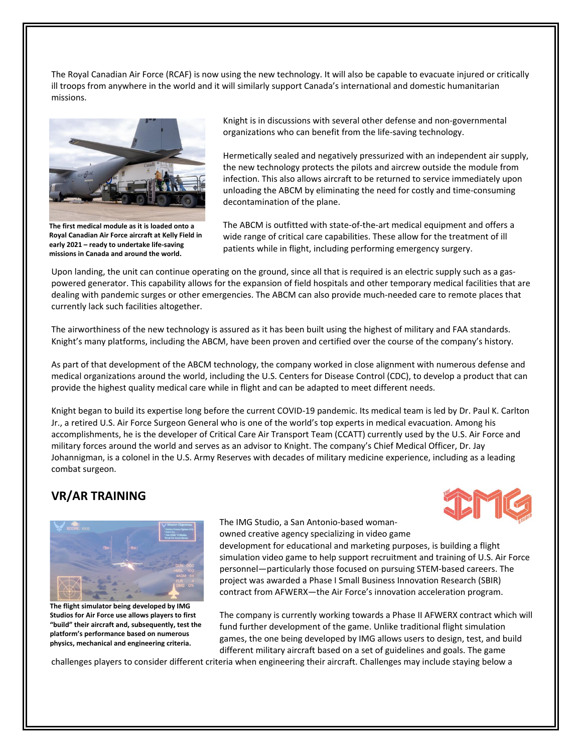The Royal Canadian Air Force (RCAF) is now using the new technology. It will also be capable to evacuate injured or critically ill troops from anywhere in the world and it will similarly support Canada's international and domestic humanitarian missions.

**The first medical module as it is loaded onto a Royal Canadian Air Force aircraft at Kelly Field in early 2021 – ready to undertake life-saving missions in Canada and around the world.**

Knight is in discussions with several other defense and non-governmental organizations who can benefit from the life-saving technology.

Hermetically sealed and negatively pressurized with an independent air supply, the new technology protects the pilots and aircrew outside the module from infection. This also allows aircraft to be returned to service immediately upon unloading the ABCM by eliminating the need for costly and time-consuming decontamination of the plane.

The ABCM is outfitted with state-of-the-art medical equipment and offers a wide range of critical care capabilities. These allow for the treatment of ill patients while in flight, including performing emergency surgery.

Upon landing, the unit can continue operating on the ground, since all that is required is an electric supply such as a gas-powered generator. This capability allows for the expansion of field hospitals and other temporary medical facilities that are dealing with pandemic surges or other emergencies. The ABCM can also provide much-needed care to remote places that currently lack such facilities altogether.

The airworthiness of the new technology is assured as it has been built using the highest of military and FAA standards. Knight's many platforms, including the ABCM, have been proven and certified over the course of the company's history.

As part of that development of the ABCM technology, the company worked in close alignment with numerous defense and medical organizations around the world, including the U.S. Centers for Disease Control (CDC), to develop a product that can provide the highest quality medical care while in flight and can be adapted to meet different needs.

Knight began to build its expertise long before the current COVID-19 pandemic. Its medical team is led by Dr. Paul K. Carlton Jr., a retired U.S. Air Force Surgeon General who is one of the world's top experts in medical evacuation. Among his accomplishments, he is the developer of Critical Care Air Transport Team (CCATT) currently used by the U.S. Air Force and military forces around the world and serves as an advisor to Knight. The company's Chief Medical Officer, Dr. Jay Johannigman, is a colonel in the U.S. Army Reserves with decades of military medicine experience, including as a leading combat surgeon.

## VR/AR TRAINING

**The flight simulator being developed by IMG Studios for Air Force use allows players to first "build" their aircraft and, subsequently, test the platform's performance based on numerous physics, mechanical and engineering criteria.**

The IMG Studio, a San Antonio-based woman-owned creative agency specializing in video game development for educational and marketing purposes, is building a flight simulation video game to help support recruitment and training of U.S. Air Force personnel—particularly those focused on pursuing STEM-based careers. The project was awarded a Phase I Small Business Innovation Research (SBIR) contract from AFWERX—the Air Force's innovation acceleration program.

The company is currently working towards a Phase II AFWERX contract which will fund further development of the game. Unlike traditional flight simulation games, the one being developed by IMG allows users to design, test, and build different military aircraft based on a set of guidelines and goals. The game challenges players to consider different criteria when engineering their aircraft. Challenges may include staying below a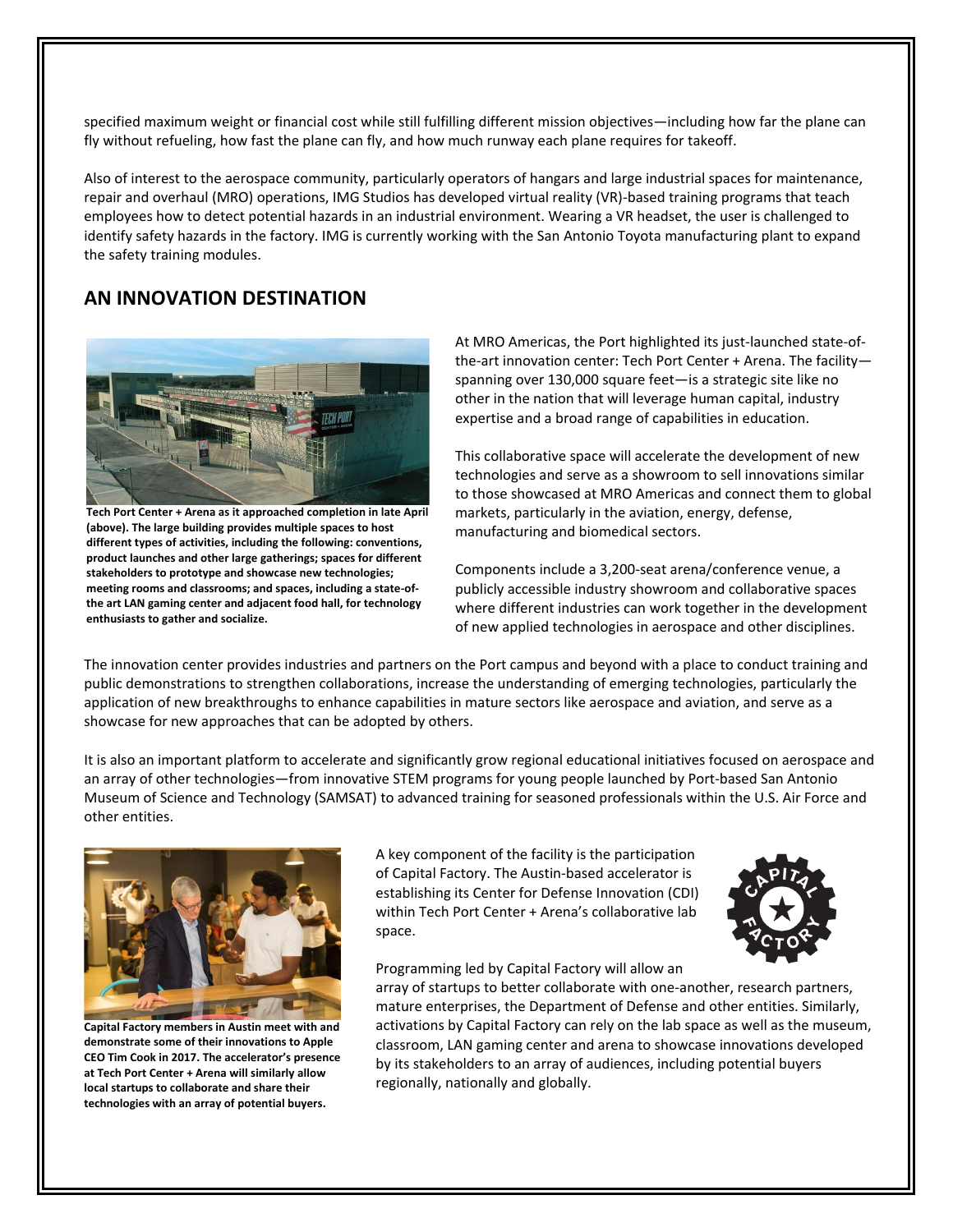specified maximum weight or financial cost while still fulfilling different mission objectives—including how far the plane can fly without refueling, how fast the plane can fly, and how much runway each plane requires for takeoff.

Also of interest to the aerospace community, particularly operators of hangars and large industrial spaces for maintenance, repair and overhaul (MRO) operations, IMG Studios has developed virtual reality (VR)-based training programs that teach employees how to detect potential hazards in an industrial environment. Wearing a VR headset, the user is challenged to identify safety hazards in the factory. IMG is currently working with the San Antonio Toyota manufacturing plant to expand the safety training modules.

## AN INNOVATION DESTINATION

**Tech Port Center + Arena as it approached completion in late April (above). The large building provides multiple spaces to host different types of activities, including the following: conventions, product launches and other large gatherings; spaces for different stakeholders to prototype and showcase new technologies; meeting rooms and classrooms; and spaces, including a state-of-the art LAN gaming center and adjacent food hall, for technology enthusiasts to gather and socialize.**

At MRO Americas, the Port highlighted its just-launched state-of-the-art innovation center: Tech Port Center + Arena. The facility—spanning over 130,000 square feet—is a strategic site like no other in the nation that will leverage human capital, industry expertise and a broad range of capabilities in education.

This collaborative space will accelerate the development of new technologies and serve as a showroom to sell innovations similar to those showcased at MRO Americas and connect them to global markets, particularly in the aviation, energy, defense, manufacturing and biomedical sectors.

Components include a 3,200-seat arena/conference venue, a publicly accessible industry showroom and collaborative spaces where different industries can work together in the development of new applied technologies in aerospace and other disciplines.

The innovation center provides industries and partners on the Port campus and beyond with a place to conduct training and public demonstrations to strengthen collaborations, increase the understanding of emerging technologies, particularly the application of new breakthroughs to enhance capabilities in mature sectors like aerospace and aviation, and serve as a showcase for new approaches that can be adopted by others.

It is also an important platform to accelerate and significantly grow regional educational initiatives focused on aerospace and an array of other technologies—from innovative STEM programs for young people launched by Port-based San Antonio Museum of Science and Technology (SAMSAT) to advanced training for seasoned professionals within the U.S. Air Force and other entities.

**Capital Factory members in Austin meet with and demonstrate some of their innovations to Apple CEO Tim Cook in 2017. The accelerator's presence at Tech Port Center + Arena will similarly allow local startups to collaborate and share their technologies with an array of potential buyers.**

A key component of the facility is the participation of Capital Factory. The Austin-based accelerator is establishing its Center for Defense Innovation (CDI) within Tech Port Center + Arena's collaborative lab space.

Programming led by Capital Factory will allow an array of startups to better collaborate with one-another, research partners, mature enterprises, the Department of Defense and other entities. Similarly, activations by Capital Factory can rely on the lab space as well as the museum, classroom, LAN gaming center and arena to showcase innovations developed by its stakeholders to an array of audiences, including potential buyers regionally, nationally and globally.